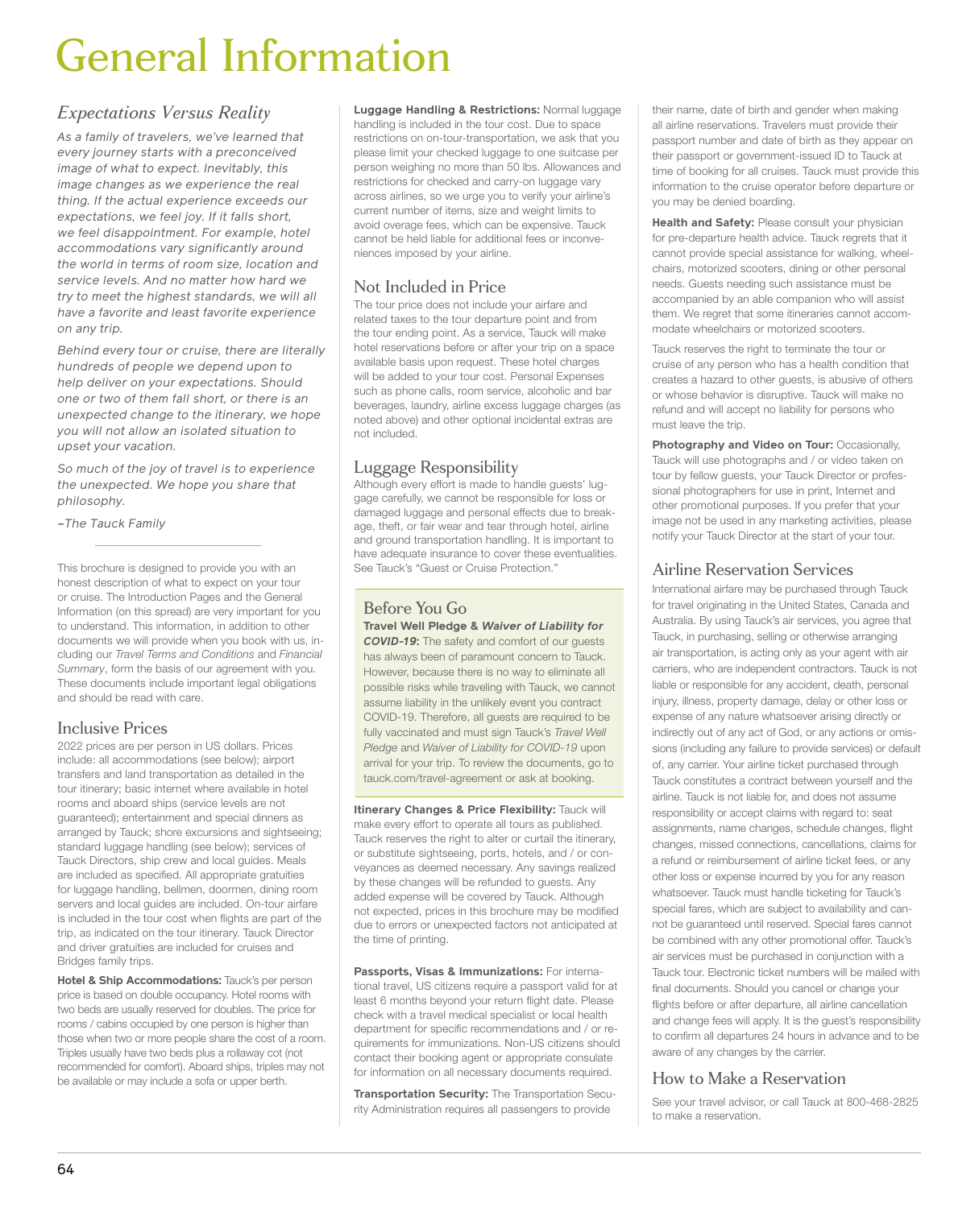# General Information

## Expectations Versus Reality

*As a family of travelers, we've learned that every journey starts with a preconceived image of what to expect. Inevitably, this image changes as we experience the real thing. If the actual experience exceeds our expectations, we feel joy. If it falls short, we feel disappointment. For example, hotel accommodations vary significantly around the world in terms of room size, location and service levels. And no matter how hard we try to meet the highest standards, we will all have a favorite and least favorite experience on any trip.*

*Behind every tour or cruise, there are literally hundreds of people we depend upon to help deliver on your expectations. Should one or two of them fall short, or there is an unexpected change to the itinerary, we hope you will not allow an isolated situation to upset your vacation.*

*So much of the joy of travel is to experience the unexpected. We hope you share that philosophy.*

*–The Tauck Family*

---

This brochure is designed to provide you with an honest description of what to expect on your tour or cruise. The Introduction Pages and the General Information (on this spread) are very important for you to understand. This information, in addition to other documents we will provide when you book with us, including our *Travel Terms and Conditions* and *Financial Summary*, form the basis of our agreement with you. These documents include important legal obligations and should be read with care.

## Inclusive Prices

2022 prices are per person in US dollars. Prices include: all accommodations (see below); airport transfers and land transportation as detailed in the tour itinerary; basic internet where available in hotel rooms and aboard ships (service levels are not guaranteed); entertainment and special dinners as arranged by Tauck; shore excursions and sightseeing; standard luggage handling (see below); services of Tauck Directors, ship crew and local guides. Meals are included as specified. All appropriate gratuities for luggage handling, bellmen, doormen, dining room servers and local guides are included. On-tour airfare is included in the tour cost when flights are part of the trip, as indicated on the tour itinerary. Tauck Director and driver gratuities are included for cruises and Bridges family trips.

**Hotel & Ship Accommodations:** Tauck's per person price is based on double occupancy. Hotel rooms with two beds are usually reserved for doubles. The price for rooms / cabins occupied by one person is higher than those when two or more people share the cost of a room. Triples usually have two beds plus a rollaway cot (not recommended for comfort). Aboard ships, triples may not be available or may include a sofa or upper berth.

**Luggage Handling & Restrictions:** Normal luggage handling is included in the tour cost. Due to space restrictions on on-tour-transportation, we ask that you please limit your checked luggage to one suitcase per person weighing no more than 50 lbs. Allowances and restrictions for checked and carry-on luggage vary across airlines, so we urge you to verify your airline's current number of items, size and weight limits to avoid overage fees, which can be expensive. Tauck cannot be held liable for additional fees or inconveniences imposed by your airline.

## Not Included in Price

The tour price does not include your airfare and related taxes to the tour departure point and from the tour ending point. As a service, Tauck will make hotel reservations before or after your trip on a space available basis upon request. These hotel charges will be added to your tour cost. Personal Expenses such as phone calls, room service, alcoholic and bar beverages, laundry, airline excess luggage charges (as noted above) and other optional incidental extras are not included.

## Luggage Responsibility

Although every effort is made to handle guests' luggage carefully, we cannot be responsible for loss or damaged luggage and personal effects due to breakage, theft, or fair wear and tear through hotel, airline and ground transportation handling. It is important to have adequate insurance to cover these eventualities. See Tauck's "Guest or Cruise Protection."

## Before You Go

**Travel Well Pledge & *Waiver of Liability for COVID-19*:** The safety and comfort of our guests has always been of paramount concern to Tauck. However, because there is no way to eliminate all possible risks while traveling with Tauck, we cannot assume liability in the unlikely event you contract COVID-19. Therefore, all guests are required to be fully vaccinated and must sign Tauck's *Travel Well Pledge* and *Waiver of Liability for COVID-19* upon arrival for your trip. To review the documents, go to tauck.com/travel-agreement or ask at booking.

**Itinerary Changes & Price Flexibility:** Tauck will make every effort to operate all tours as published. Tauck reserves the right to alter or curtail the itinerary, or substitute sightseeing, ports, hotels, and / or conveyances as deemed necessary. Any savings realized by these changes will be refunded to guests. Any added expense will be covered by Tauck. Although not expected, prices in this brochure may be modified due to errors or unexpected factors not anticipated at the time of printing.

**Passports, Visas & Immunizations:** For international travel, US citizens require a passport valid for at least 6 months beyond your return flight date. Please check with a travel medical specialist or local health department for specific recommendations and / or requirements for immunizations. Non-US citizens should contact their booking agent or appropriate consulate for information on all necessary documents required.

**Transportation Security:** The Transportation Security Administration requires all passengers to provide their name, date of birth and gender when making all airline reservations. Travelers must provide their passport number and date of birth as they appear on their passport or government-issued ID to Tauck at time of booking for all cruises. Tauck must provide this information to the cruise operator before departure or you may be denied boarding.

**Health and Safety:** Please consult your physician for pre-departure health advice. Tauck regrets that it cannot provide special assistance for walking, wheelchairs, motorized scooters, dining or other personal needs. Guests needing such assistance must be accompanied by an able companion who will assist them. We regret that some itineraries cannot accommodate wheelchairs or motorized scooters.

Tauck reserves the right to terminate the tour or cruise of any person who has a health condition that creates a hazard to other guests, is abusive of others or whose behavior is disruptive. Tauck will make no refund and will accept no liability for persons who must leave the trip.

**Photography and Video on Tour:** Occasionally, Tauck will use photographs and / or video taken on tour by fellow guests, your Tauck Director or professional photographers for use in print, Internet and other promotional purposes. If you prefer that your image not be used in any marketing activities, please notify your Tauck Director at the start of your tour.

## Airline Reservation Services

International airfare may be purchased through Tauck for travel originating in the United States, Canada and Australia. By using Tauck's air services, you agree that Tauck, in purchasing, selling or otherwise arranging air transportation, is acting only as your agent with air carriers, who are independent contractors. Tauck is not liable or responsible for any accident, death, personal injury, illness, property damage, delay or other loss or expense of any nature whatsoever arising directly or indirectly out of any act of God, or any actions or omissions (including any failure to provide services) or default of, any carrier. Your airline ticket purchased through Tauck constitutes a contract between yourself and the airline. Tauck is not liable for, and does not assume responsibility or accept claims with regard to: seat assignments, name changes, schedule changes, flight changes, missed connections, cancellations, claims for a refund or reimbursement of airline ticket fees, or any other loss or expense incurred by you for any reason whatsoever. Tauck must handle ticketing for Tauck's special fares, which are subject to availability and cannot be guaranteed until reserved. Special fares cannot be combined with any other promotional offer. Tauck's air services must be purchased in conjunction with a Tauck tour. Electronic ticket numbers will be mailed with final documents. Should you cancel or change your flights before or after departure, all airline cancellation and change fees will apply. It is the guest's responsibility to confirm all departures 24 hours in advance and to be aware of any changes by the carrier.

## How to Make a Reservation

See your travel advisor, or call Tauck at 800-468-2825 to make a reservation.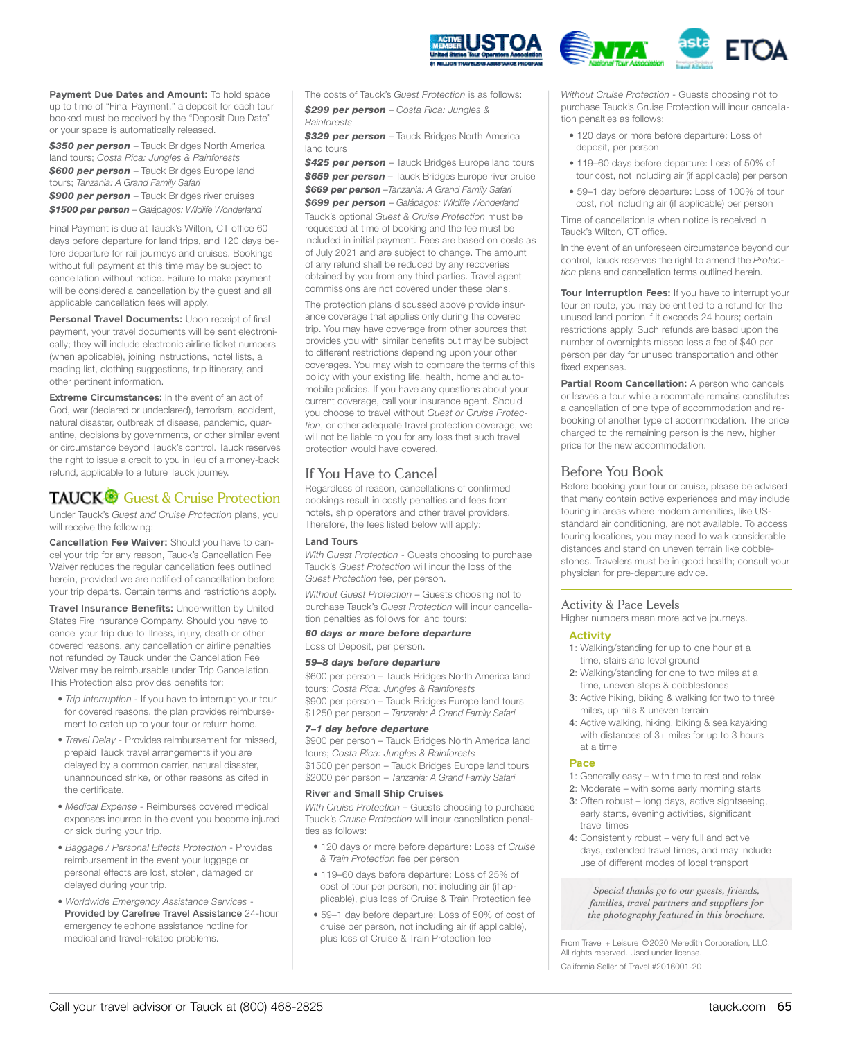**Payment Due Dates and Amount:** To hold space up to time of "Final Payment," a deposit for each tour booked must be received by the "Deposit Due Date" or your space is automatically released.

***$350 per person*** – Tauck Bridges North America land tours; *Costa Rica: Jungles & Rainforests*

***$600 per person*** – Tauck Bridges Europe land tours; *Tanzania: A Grand Family Safari*

***$900 per person*** – Tauck Bridges river cruises

***$1500 per person*** – *Galápagos: Wildlife Wonderland*

Final Payment is due at Tauck's Wilton, CT office 60 days before departure for land trips, and 120 days before departure for rail journeys and cruises. Bookings without full payment at this time may be subject to cancellation without notice. Failure to make payment will be considered a cancellation by the guest and all applicable cancellation fees will apply.

**Personal Travel Documents:** Upon receipt of final payment, your travel documents will be sent electronically; they will include electronic airline ticket numbers (when applicable), joining instructions, hotel lists, a reading list, clothing suggestions, trip itinerary, and other pertinent information.

**Extreme Circumstances:** In the event of an act of God, war (declared or undeclared), terrorism, accident, natural disaster, outbreak of disease, pandemic, quarantine, decisions by governments, or other similar event or circumstance beyond Tauck's control. Tauck reserves the right to issue a credit to you in lieu of a money-back refund, applicable to a future Tauck journey.

## TAUCK Guest & Cruise Protection

Under Tauck's *Guest and Cruise Protection* plans, you will receive the following:

**Cancellation Fee Waiver:** Should you have to cancel your trip for any reason, Tauck's Cancellation Fee Waiver reduces the regular cancellation fees outlined herein, provided we are notified of cancellation before your trip departs. Certain terms and restrictions apply.

**Travel Insurance Benefits:** Underwritten by United States Fire Insurance Company. Should you have to cancel your trip due to illness, injury, death or other covered reasons, any cancellation or airline penalties not refunded by Tauck under the Cancellation Fee Waiver may be reimbursable under Trip Cancellation. This Protection also provides benefits for:

- *Trip Interruption* - If you have to interrupt your tour for covered reasons, the plan provides reimbursement to catch up to your tour or return home.
- *Travel Delay* - Provides reimbursement for missed, prepaid Tauck travel arrangements if you are delayed by a common carrier, natural disaster, unannounced strike, or other reasons as cited in the certificate.
- *Medical Expense* - Reimburses covered medical expenses incurred in the event you become injured or sick during your trip.
- *Baggage / Personal Effects Protection* - Provides reimbursement in the event your luggage or personal effects are lost, stolen, damaged or delayed during your trip.
- *Worldwide Emergency Assistance Services* - **Provided by Carefree Travel Assistance** 24-hour emergency telephone assistance hotline for medical and travel-related problems.

The costs of Tauck's *Guest Protection* is as follows:

***$299 per person*** – *Costa Rica: Jungles & Rainforests*

***$329 per person*** – Tauck Bridges North America land tours

***$425 per person*** – Tauck Bridges Europe land tours

***$659 per person*** – Tauck Bridges Europe river cruise

***$669 per person*** –*Tanzania: A Grand Family Safari*

***$699 per person*** – *Galápagos: Wildlife Wonderland*

Tauck's optional *Guest & Cruise Protection* must be requested at time of booking and the fee must be included in initial payment. Fees are based on costs as of July 2021 and are subject to change. The amount of any refund shall be reduced by any recoveries obtained by you from any third parties. Travel agent commissions are not covered under these plans.

The protection plans discussed above provide insurance coverage that applies only during the covered trip. You may have coverage from other sources that provides you with similar benefits but may be subject to different restrictions depending upon your other coverages. You may wish to compare the terms of this policy with your existing life, health, home and automobile policies. If you have any questions about your current coverage, call your insurance agent. Should you choose to travel without *Guest or Cruise Protection*, or other adequate travel protection coverage, we will not be liable to you for any loss that such travel protection would have covered.

## If You Have to Cancel

Regardless of reason, cancellations of confirmed bookings result in costly penalties and fees from hotels, ship operators and other travel providers. Therefore, the fees listed below will apply:

### Land Tours

*With Guest Protection* - Guests choosing to purchase Tauck's *Guest Protection* will incur the loss of the *Guest Protection* fee, per person.

*Without Guest Protection* – Guests choosing not to purchase Tauck's *Guest Protection* will incur cancellation penalties as follows for land tours:

***60 days or more before departure***

Loss of Deposit, per person.

***59–8 days before departure***

$600 per person – Tauck Bridges North America land tours; *Costa Rica: Jungles & Rainforests*
$900 per person – Tauck Bridges Europe land tours
$1250 per person – *Tanzania: A Grand Family Safari*

***7–1 day before departure***

$900 per person – Tauck Bridges North America land tours; *Costa Rica: Jungles & Rainforests*
$1500 per person – Tauck Bridges Europe land tours
$2000 per person – *Tanzania: A Grand Family Safari*

### River and Small Ship Cruises

*With Cruise Protection* – Guests choosing to purchase Tauck's *Cruise Protection* will incur cancellation penalties as follows:

- 120 days or more before departure: Loss of *Cruise & Train Protection* fee per person
- 119–60 days before departure: Loss of 25% of cost of tour per person, not including air (if applicable), plus loss of Cruise & Train Protection fee
- 59–1 day before departure: Loss of 50% of cost of cruise per person, not including air (if applicable), plus loss of Cruise & Train Protection fee

*Without Cruise Protection* - Guests choosing not to purchase Tauck's Cruise Protection will incur cancellation penalties as follows:

- 120 days or more before departure: Loss of deposit, per person
- 119–60 days before departure: Loss of 50% of tour cost, not including air (if applicable) per person
- 59–1 day before departure: Loss of 100% of tour cost, not including air (if applicable) per person

Time of cancellation is when notice is received in Tauck's Wilton, CT office.

In the event of an unforeseen circumstance beyond our control, Tauck reserves the right to amend the *Protection* plans and cancellation terms outlined herein.

**Tour Interruption Fees:** If you have to interrupt your tour en route, you may be entitled to a refund for the unused land portion if it exceeds 24 hours; certain restrictions apply. Such refunds are based upon the number of overnights missed less a fee of $40 per person per day for unused transportation and other fixed expenses.

**Partial Room Cancellation:** A person who cancels or leaves a tour while a roommate remains constitutes a cancellation of one type of accommodation and rebooking of another type of accommodation. The price charged to the remaining person is the new, higher price for the new accommodation.

## Before You Book

Before booking your tour or cruise, please be advised that many contain active experiences and may include touring in areas where modern amenities, like US-standard air conditioning, are not available. To access touring locations, you may need to walk considerable distances and stand on uneven terrain like cobblestones. Travelers must be in good health; consult your physician for pre-departure advice.

## Activity & Pace Levels

Higher numbers mean more active journeys.

### Activity

1: Walking/standing for up to one hour at a time, stairs and level ground
2: Walking/standing for one to two miles at a time, uneven steps & cobblestones
3: Active hiking, biking & walking for two to three miles, up hills & uneven terrain
4: Active walking, hiking, biking & sea kayaking with distances of 3+ miles for up to 3 hours at a time

### Pace

1: Generally easy – with time to rest and relax
2: Moderate – with some early morning starts
3: Often robust – long days, active sightseeing, early starts, evening activities, significant travel times
4: Consistently robust – very full and active days, extended travel times, and may include use of different modes of local transport

*Special thanks go to our guests, friends, families, travel partners and suppliers for the photography featured in this brochure.*

From Travel + Leisure ©2020 Meredith Corporation, LLC. All rights reserved. Used under license.

California Seller of Travel #2016001-20

Call your travel advisor or Tauck at (800) 468-2825 tauck.com